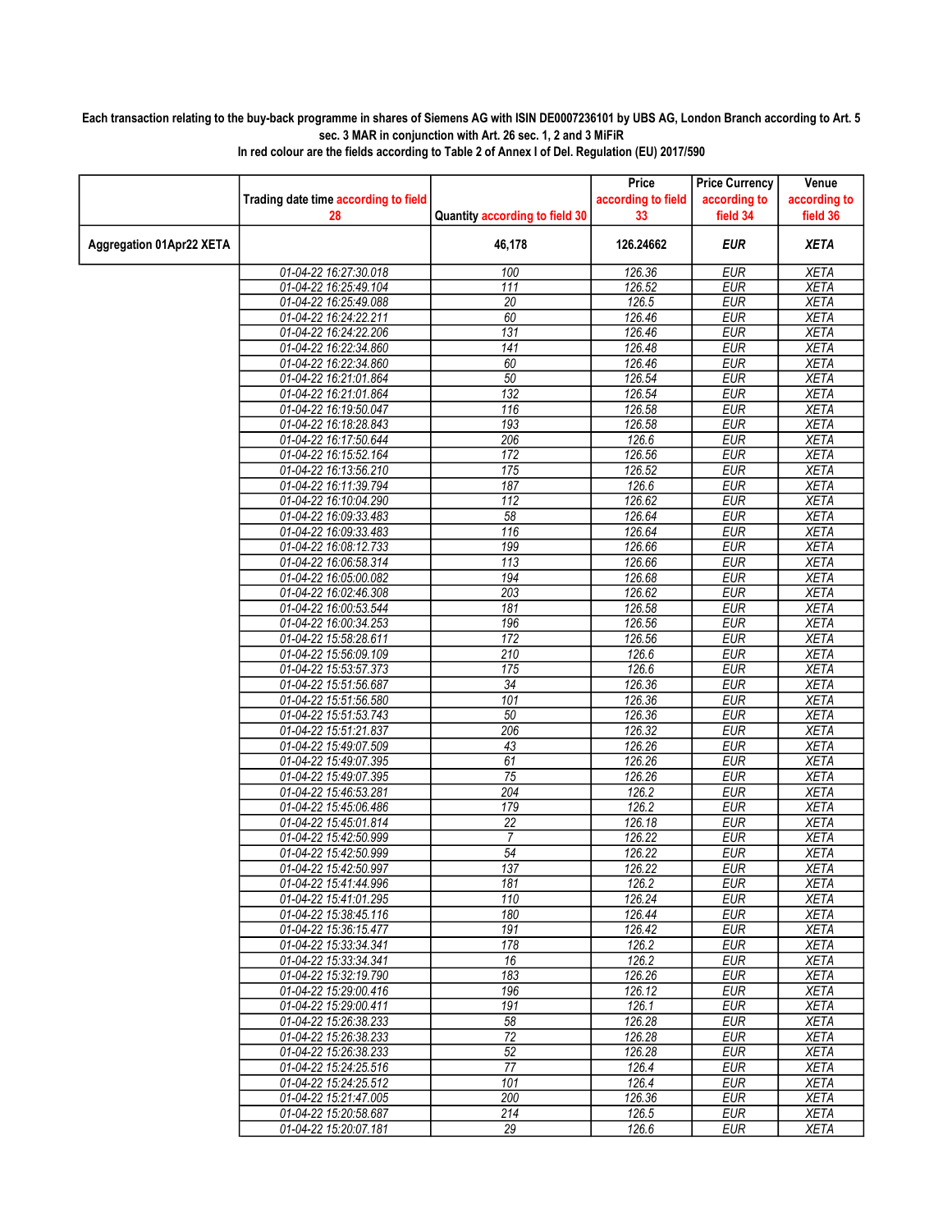**Each transaction relating to the buy-back programme in shares of Siemens AG with ISIN DE0007236101 by UBS AG, London Branch according to Art. 5 sec. 3 MAR in conjunction with Art. 26 sec. 1, 2 and 3 MiFiR**

**In red colour are the fields according to Table 2 of Annex I of Del. Regulation (EU) 2017/590**

| | Trading date time according to field 28 | Quantity according to field 30 | Price according to field 33 | Price Currency according to field 34 | Venue according to field 36 |
|---|---|---|---|---|---|
| **Aggregation 01Apr22 XETA** | | **46,178** | **126.24662** | ***EUR*** | ***XETA*** |
| | 01-04-22 16:27:30.018 | 100 | 126.36 | EUR | XETA |
| | 01-04-22 16:25:49.104 | 111 | 126.52 | EUR | XETA |
| | 01-04-22 16:25:49.088 | 20 | 126.5 | EUR | XETA |
| | 01-04-22 16:24:22.211 | 60 | 126.46 | EUR | XETA |
| | 01-04-22 16:24:22.206 | 131 | 126.46 | EUR | XETA |
| | 01-04-22 16:22:34.860 | 141 | 126.48 | EUR | XETA |
| | 01-04-22 16:22:34.860 | 60 | 126.46 | EUR | XETA |
| | 01-04-22 16:21:01.864 | 50 | 126.54 | EUR | XETA |
| | 01-04-22 16:21:01.864 | 132 | 126.54 | EUR | XETA |
| | 01-04-22 16:19:50.047 | 116 | 126.58 | EUR | XETA |
| | 01-04-22 16:18:28.843 | 193 | 126.58 | EUR | XETA |
| | 01-04-22 16:17:50.644 | 206 | 126.6 | EUR | XETA |
| | 01-04-22 16:15:52.164 | 172 | 126.56 | EUR | XETA |
| | 01-04-22 16:13:56.210 | 175 | 126.52 | EUR | XETA |
| | 01-04-22 16:11:39.794 | 187 | 126.6 | EUR | XETA |
| | 01-04-22 16:10:04.290 | 112 | 126.62 | EUR | XETA |
| | 01-04-22 16:09:33.483 | 58 | 126.64 | EUR | XETA |
| | 01-04-22 16:09:33.483 | 116 | 126.64 | EUR | XETA |
| | 01-04-22 16:08:12.733 | 199 | 126.66 | EUR | XETA |
| | 01-04-22 16:06:58.314 | 113 | 126.66 | EUR | XETA |
| | 01-04-22 16:05:00.082 | 194 | 126.68 | EUR | XETA |
| | 01-04-22 16:02:46.308 | 203 | 126.62 | EUR | XETA |
| | 01-04-22 16:00:53.544 | 181 | 126.58 | EUR | XETA |
| | 01-04-22 16:00:34.253 | 196 | 126.56 | EUR | XETA |
| | 01-04-22 15:58:28.611 | 172 | 126.56 | EUR | XETA |
| | 01-04-22 15:56:09.109 | 210 | 126.6 | EUR | XETA |
| | 01-04-22 15:53:57.373 | 175 | 126.6 | EUR | XETA |
| | 01-04-22 15:51:56.687 | 34 | 126.36 | EUR | XETA |
| | 01-04-22 15:51:56.580 | 101 | 126.36 | EUR | XETA |
| | 01-04-22 15:51:53.743 | 50 | 126.36 | EUR | XETA |
| | 01-04-22 15:51:21.837 | 206 | 126.32 | EUR | XETA |
| | 01-04-22 15:49:07.509 | 43 | 126.26 | EUR | XETA |
| | 01-04-22 15:49:07.395 | 61 | 126.26 | EUR | XETA |
| | 01-04-22 15:49:07.395 | 75 | 126.26 | EUR | XETA |
| | 01-04-22 15:46:53.281 | 204 | 126.2 | EUR | XETA |
| | 01-04-22 15:45:06.486 | 179 | 126.2 | EUR | XETA |
| | 01-04-22 15:45:01.814 | 22 | 126.18 | EUR | XETA |
| | 01-04-22 15:42:50.999 | 7 | 126.22 | EUR | XETA |
| | 01-04-22 15:42:50.999 | 54 | 126.22 | EUR | XETA |
| | 01-04-22 15:42:50.997 | 137 | 126.22 | EUR | XETA |
| | 01-04-22 15:41:44.996 | 181 | 126.2 | EUR | XETA |
| | 01-04-22 15:41:01.295 | 110 | 126.24 | EUR | XETA |
| | 01-04-22 15:38:45.116 | 180 | 126.44 | EUR | XETA |
| | 01-04-22 15:36:15.477 | 191 | 126.42 | EUR | XETA |
| | 01-04-22 15:33:34.341 | 178 | 126.2 | EUR | XETA |
| | 01-04-22 15:33:34.341 | 16 | 126.2 | EUR | XETA |
| | 01-04-22 15:32:19.790 | 183 | 126.26 | EUR | XETA |
| | 01-04-22 15:29:00.416 | 196 | 126.12 | EUR | XETA |
| | 01-04-22 15:29:00.411 | 191 | 126.1 | EUR | XETA |
| | 01-04-22 15:26:38.233 | 58 | 126.28 | EUR | XETA |
| | 01-04-22 15:26:38.233 | 72 | 126.28 | EUR | XETA |
| | 01-04-22 15:26:38.233 | 52 | 126.28 | EUR | XETA |
| | 01-04-22 15:24:25.516 | 77 | 126.4 | EUR | XETA |
| | 01-04-22 15:24:25.512 | 101 | 126.4 | EUR | XETA |
| | 01-04-22 15:21:47.005 | 200 | 126.36 | EUR | XETA |
| | 01-04-22 15:20:58.687 | 214 | 126.5 | EUR | XETA |
| | 01-04-22 15:20:07.181 | 29 | 126.6 | EUR | XETA |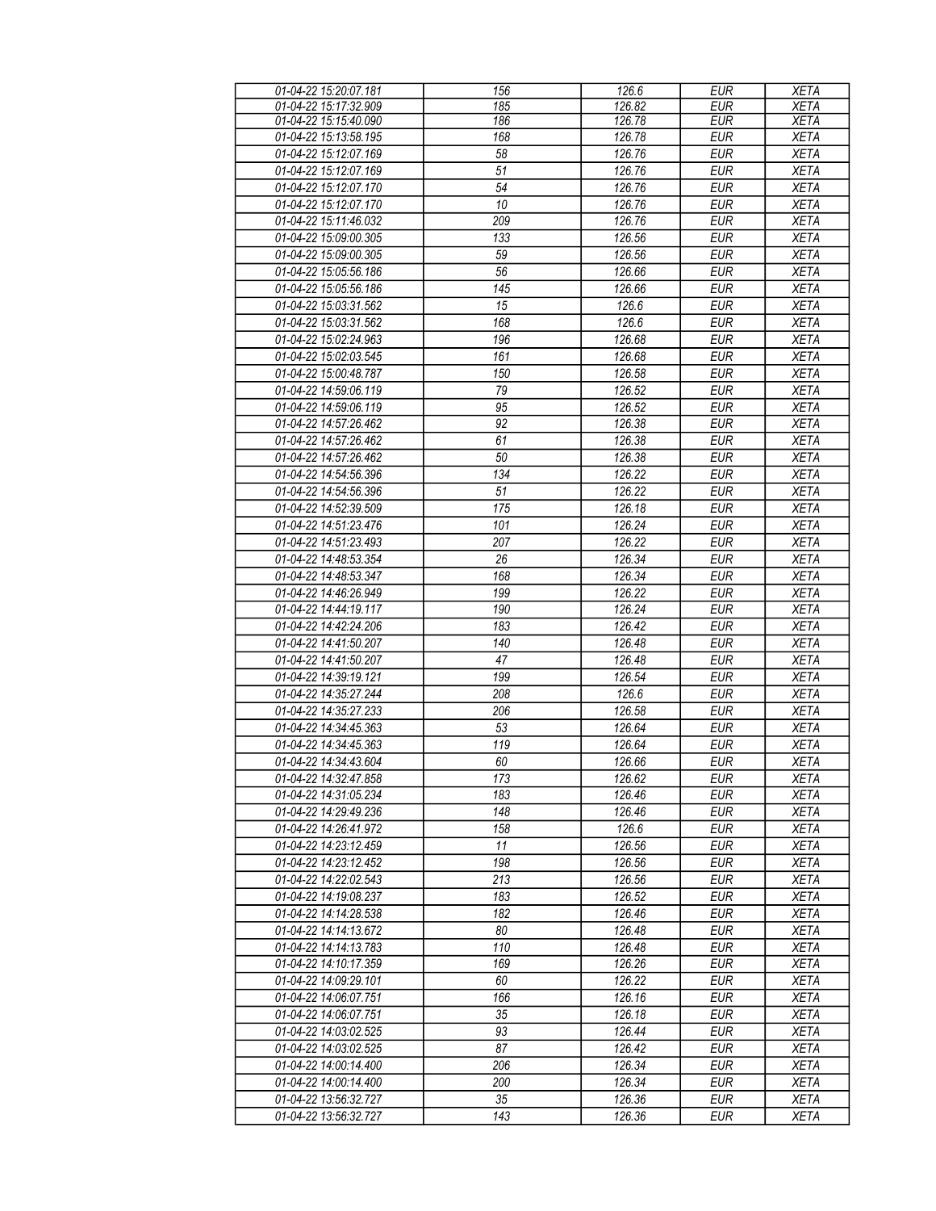| 01-04-22 15:20:07.181 | 156 | 126.6 | EUR | XETA |
|---|---|---|---|---|
| 01-04-22 15:17:32.909 | 185 | 126.82 | EUR | XETA |
| 01-04-22 15:15:40.090 | 186 | 126.78 | EUR | XETA |
| 01-04-22 15:13:58.195 | 168 | 126.78 | EUR | XETA |
| 01-04-22 15:12:07.169 | 58 | 126.76 | EUR | XETA |
| 01-04-22 15:12:07.169 | 51 | 126.76 | EUR | XETA |
| 01-04-22 15:12:07.170 | 54 | 126.76 | EUR | XETA |
| 01-04-22 15:12:07.170 | 10 | 126.76 | EUR | XETA |
| 01-04-22 15:11:46.032 | 209 | 126.76 | EUR | XETA |
| 01-04-22 15:09:00.305 | 133 | 126.56 | EUR | XETA |
| 01-04-22 15:09:00.305 | 59 | 126.56 | EUR | XETA |
| 01-04-22 15:05:56.186 | 56 | 126.66 | EUR | XETA |
| 01-04-22 15:05:56.186 | 145 | 126.66 | EUR | XETA |
| 01-04-22 15:03:31.562 | 15 | 126.6 | EUR | XETA |
| 01-04-22 15:03:31.562 | 168 | 126.6 | EUR | XETA |
| 01-04-22 15:02:24.963 | 196 | 126.68 | EUR | XETA |
| 01-04-22 15:02:03.545 | 161 | 126.68 | EUR | XETA |
| 01-04-22 15:00:48.787 | 150 | 126.58 | EUR | XETA |
| 01-04-22 14:59:06.119 | 79 | 126.52 | EUR | XETA |
| 01-04-22 14:59:06.119 | 95 | 126.52 | EUR | XETA |
| 01-04-22 14:57:26.462 | 92 | 126.38 | EUR | XETA |
| 01-04-22 14:57:26.462 | 61 | 126.38 | EUR | XETA |
| 01-04-22 14:57:26.462 | 50 | 126.38 | EUR | XETA |
| 01-04-22 14:54:56.396 | 134 | 126.22 | EUR | XETA |
| 01-04-22 14:54:56.396 | 51 | 126.22 | EUR | XETA |
| 01-04-22 14:52:39.509 | 175 | 126.18 | EUR | XETA |
| 01-04-22 14:51:23.476 | 101 | 126.24 | EUR | XETA |
| 01-04-22 14:51:23.493 | 207 | 126.22 | EUR | XETA |
| 01-04-22 14:48:53.354 | 26 | 126.34 | EUR | XETA |
| 01-04-22 14:48:53.347 | 168 | 126.34 | EUR | XETA |
| 01-04-22 14:46:26.949 | 199 | 126.22 | EUR | XETA |
| 01-04-22 14:44:19.117 | 190 | 126.24 | EUR | XETA |
| 01-04-22 14:42:24.206 | 183 | 126.42 | EUR | XETA |
| 01-04-22 14:41:50.207 | 140 | 126.48 | EUR | XETA |
| 01-04-22 14:41:50.207 | 47 | 126.48 | EUR | XETA |
| 01-04-22 14:39:19.121 | 199 | 126.54 | EUR | XETA |
| 01-04-22 14:35:27.244 | 208 | 126.6 | EUR | XETA |
| 01-04-22 14:35:27.233 | 206 | 126.58 | EUR | XETA |
| 01-04-22 14:34:45.363 | 53 | 126.64 | EUR | XETA |
| 01-04-22 14:34:45.363 | 119 | 126.64 | EUR | XETA |
| 01-04-22 14:34:43.604 | 60 | 126.66 | EUR | XETA |
| 01-04-22 14:32:47.858 | 173 | 126.62 | EUR | XETA |
| 01-04-22 14:31:05.234 | 183 | 126.46 | EUR | XETA |
| 01-04-22 14:29:49.236 | 148 | 126.46 | EUR | XETA |
| 01-04-22 14:26:41.972 | 158 | 126.6 | EUR | XETA |
| 01-04-22 14:23:12.459 | 11 | 126.56 | EUR | XETA |
| 01-04-22 14:23:12.452 | 198 | 126.56 | EUR | XETA |
| 01-04-22 14:22:02.543 | 213 | 126.56 | EUR | XETA |
| 01-04-22 14:19:08.237 | 183 | 126.52 | EUR | XETA |
| 01-04-22 14:14:28.538 | 182 | 126.46 | EUR | XETA |
| 01-04-22 14:14:13.672 | 80 | 126.48 | EUR | XETA |
| 01-04-22 14:14:13.783 | 110 | 126.48 | EUR | XETA |
| 01-04-22 14:10:17.359 | 169 | 126.26 | EUR | XETA |
| 01-04-22 14:09:29.101 | 60 | 126.22 | EUR | XETA |
| 01-04-22 14:06:07.751 | 166 | 126.16 | EUR | XETA |
| 01-04-22 14:06:07.751 | 35 | 126.18 | EUR | XETA |
| 01-04-22 14:03:02.525 | 93 | 126.44 | EUR | XETA |
| 01-04-22 14:03:02.525 | 87 | 126.42 | EUR | XETA |
| 01-04-22 14:00:14.400 | 206 | 126.34 | EUR | XETA |
| 01-04-22 14:00:14.400 | 200 | 126.34 | EUR | XETA |
| 01-04-22 13:56:32.727 | 35 | 126.36 | EUR | XETA |
| 01-04-22 13:56:32.727 | 143 | 126.36 | EUR | XETA |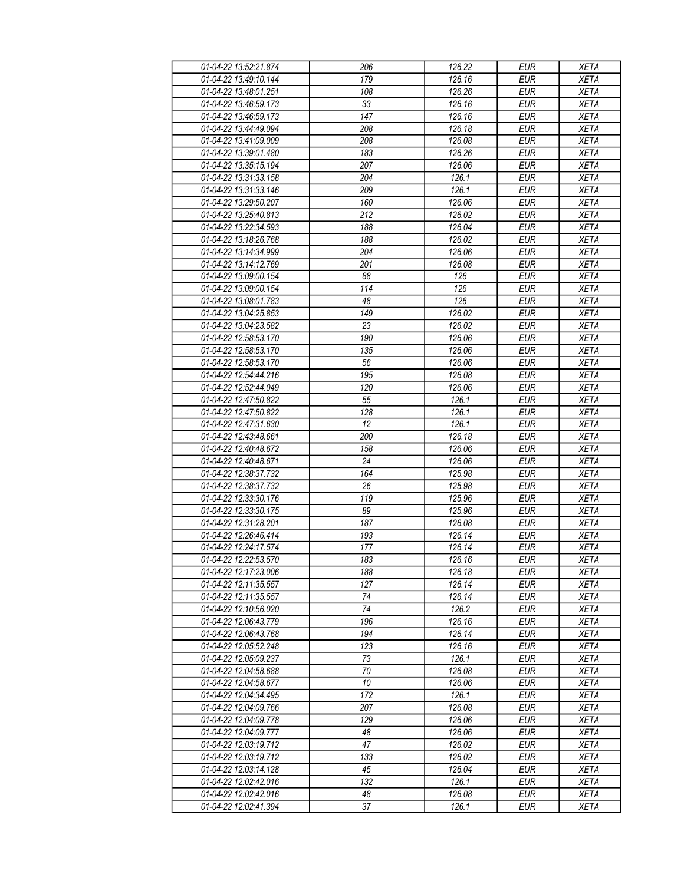| | | | | |
|---|---|---|---|---|
| 01-04-22 13:52:21.874 | 206 | 126.22 | EUR | XETA |
| 01-04-22 13:49:10.144 | 179 | 126.16 | EUR | XETA |
| 01-04-22 13:48:01.251 | 108 | 126.26 | EUR | XETA |
| 01-04-22 13:46:59.173 | 33 | 126.16 | EUR | XETA |
| 01-04-22 13:46:59.173 | 147 | 126.16 | EUR | XETA |
| 01-04-22 13:44:49.094 | 208 | 126.18 | EUR | XETA |
| 01-04-22 13:41:09.009 | 208 | 126.08 | EUR | XETA |
| 01-04-22 13:39:01.480 | 183 | 126.26 | EUR | XETA |
| 01-04-22 13:35:15.194 | 207 | 126.06 | EUR | XETA |
| 01-04-22 13:31:33.158 | 204 | 126.1 | EUR | XETA |
| 01-04-22 13:31:33.146 | 209 | 126.1 | EUR | XETA |
| 01-04-22 13:29:50.207 | 160 | 126.06 | EUR | XETA |
| 01-04-22 13:25:40.813 | 212 | 126.02 | EUR | XETA |
| 01-04-22 13:22:34.593 | 188 | 126.04 | EUR | XETA |
| 01-04-22 13:18:26.768 | 188 | 126.02 | EUR | XETA |
| 01-04-22 13:14:34.999 | 204 | 126.06 | EUR | XETA |
| 01-04-22 13:14:12.769 | 201 | 126.08 | EUR | XETA |
| 01-04-22 13:09:00.154 | 88 | 126 | EUR | XETA |
| 01-04-22 13:09:00.154 | 114 | 126 | EUR | XETA |
| 01-04-22 13:08:01.783 | 48 | 126 | EUR | XETA |
| 01-04-22 13:04:25.853 | 149 | 126.02 | EUR | XETA |
| 01-04-22 13:04:23.582 | 23 | 126.02 | EUR | XETA |
| 01-04-22 12:58:53.170 | 190 | 126.06 | EUR | XETA |
| 01-04-22 12:58:53.170 | 135 | 126.06 | EUR | XETA |
| 01-04-22 12:58:53.170 | 56 | 126.06 | EUR | XETA |
| 01-04-22 12:54:44.216 | 195 | 126.08 | EUR | XETA |
| 01-04-22 12:52:44.049 | 120 | 126.06 | EUR | XETA |
| 01-04-22 12:47:50.822 | 55 | 126.1 | EUR | XETA |
| 01-04-22 12:47:50.822 | 128 | 126.1 | EUR | XETA |
| 01-04-22 12:47:31.630 | 12 | 126.1 | EUR | XETA |
| 01-04-22 12:43:48.661 | 200 | 126.18 | EUR | XETA |
| 01-04-22 12:40:48.672 | 158 | 126.06 | EUR | XETA |
| 01-04-22 12:40:48.671 | 24 | 126.06 | EUR | XETA |
| 01-04-22 12:38:37.732 | 164 | 125.98 | EUR | XETA |
| 01-04-22 12:38:37.732 | 26 | 125.98 | EUR | XETA |
| 01-04-22 12:33:30.176 | 119 | 125.96 | EUR | XETA |
| 01-04-22 12:33:30.175 | 89 | 125.96 | EUR | XETA |
| 01-04-22 12:31:28.201 | 187 | 126.08 | EUR | XETA |
| 01-04-22 12:26:46.414 | 193 | 126.14 | EUR | XETA |
| 01-04-22 12:24:17.574 | 177 | 126.14 | EUR | XETA |
| 01-04-22 12:22:53.570 | 183 | 126.16 | EUR | XETA |
| 01-04-22 12:17:23.006 | 188 | 126.18 | EUR | XETA |
| 01-04-22 12:11:35.557 | 127 | 126.14 | EUR | XETA |
| 01-04-22 12:11:35.557 | 74 | 126.14 | EUR | XETA |
| 01-04-22 12:10:56.020 | 74 | 126.2 | EUR | XETA |
| 01-04-22 12:06:43.779 | 196 | 126.16 | EUR | XETA |
| 01-04-22 12:06:43.768 | 194 | 126.14 | EUR | XETA |
| 01-04-22 12:05:52.248 | 123 | 126.16 | EUR | XETA |
| 01-04-22 12:05:09.237 | 73 | 126.1 | EUR | XETA |
| 01-04-22 12:04:58.688 | 70 | 126.08 | EUR | XETA |
| 01-04-22 12:04:58.677 | 10 | 126.06 | EUR | XETA |
| 01-04-22 12:04:34.495 | 172 | 126.1 | EUR | XETA |
| 01-04-22 12:04:09.766 | 207 | 126.08 | EUR | XETA |
| 01-04-22 12:04:09.778 | 129 | 126.06 | EUR | XETA |
| 01-04-22 12:04:09.777 | 48 | 126.06 | EUR | XETA |
| 01-04-22 12:03:19.712 | 47 | 126.02 | EUR | XETA |
| 01-04-22 12:03:19.712 | 133 | 126.02 | EUR | XETA |
| 01-04-22 12:03:14.128 | 45 | 126.04 | EUR | XETA |
| 01-04-22 12:02:42.016 | 132 | 126.1 | EUR | XETA |
| 01-04-22 12:02:42.016 | 48 | 126.08 | EUR | XETA |
| 01-04-22 12:02:41.394 | 37 | 126.1 | EUR | XETA |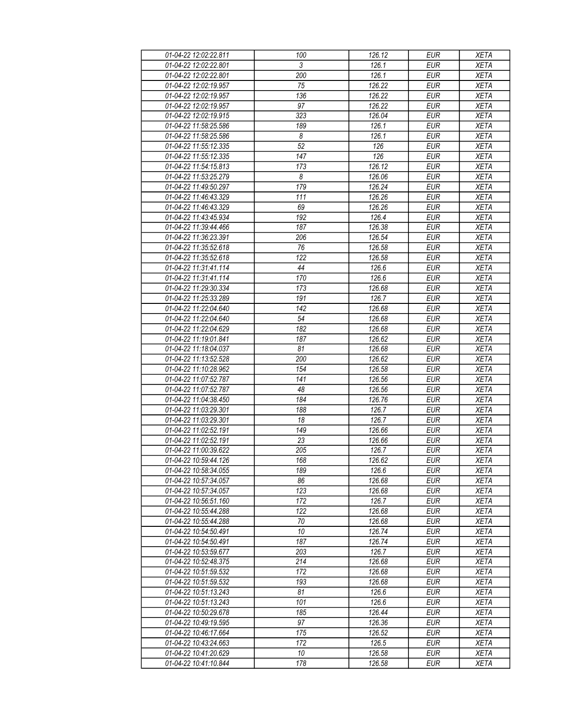| 01-04-22 12:02:22.811 | 100 | 126.12 | EUR | XETA |
|---|---|---|---|---|
| 01-04-22 12:02:22.801 | 3 | 126.1 | EUR | XETA |
| 01-04-22 12:02:22.801 | 200 | 126.1 | EUR | XETA |
| 01-04-22 12:02:19.957 | 75 | 126.22 | EUR | XETA |
| 01-04-22 12:02:19.957 | 136 | 126.22 | EUR | XETA |
| 01-04-22 12:02:19.957 | 97 | 126.22 | EUR | XETA |
| 01-04-22 12:02:19.915 | 323 | 126.04 | EUR | XETA |
| 01-04-22 11:58:25.586 | 189 | 126.1 | EUR | XETA |
| 01-04-22 11:58:25.586 | 8 | 126.1 | EUR | XETA |
| 01-04-22 11:55:12.335 | 52 | 126 | EUR | XETA |
| 01-04-22 11:55:12.335 | 147 | 126 | EUR | XETA |
| 01-04-22 11:54:15.813 | 173 | 126.12 | EUR | XETA |
| 01-04-22 11:53:25.279 | 8 | 126.06 | EUR | XETA |
| 01-04-22 11:49:50.297 | 179 | 126.24 | EUR | XETA |
| 01-04-22 11:46:43.329 | 111 | 126.26 | EUR | XETA |
| 01-04-22 11:46:43.329 | 69 | 126.26 | EUR | XETA |
| 01-04-22 11:43:45.934 | 192 | 126.4 | EUR | XETA |
| 01-04-22 11:39:44.466 | 187 | 126.38 | EUR | XETA |
| 01-04-22 11:36:23.391 | 206 | 126.54 | EUR | XETA |
| 01-04-22 11:35:52.618 | 76 | 126.58 | EUR | XETA |
| 01-04-22 11:35:52.618 | 122 | 126.58 | EUR | XETA |
| 01-04-22 11:31:41.114 | 44 | 126.6 | EUR | XETA |
| 01-04-22 11:31:41.114 | 170 | 126.6 | EUR | XETA |
| 01-04-22 11:29:30.334 | 173 | 126.68 | EUR | XETA |
| 01-04-22 11:25:33.289 | 191 | 126.7 | EUR | XETA |
| 01-04-22 11:22:04.640 | 142 | 126.68 | EUR | XETA |
| 01-04-22 11:22:04.640 | 54 | 126.68 | EUR | XETA |
| 01-04-22 11:22:04.629 | 182 | 126.68 | EUR | XETA |
| 01-04-22 11:19:01.841 | 187 | 126.62 | EUR | XETA |
| 01-04-22 11:18:04.037 | 81 | 126.68 | EUR | XETA |
| 01-04-22 11:13:52.528 | 200 | 126.62 | EUR | XETA |
| 01-04-22 11:10:28.962 | 154 | 126.58 | EUR | XETA |
| 01-04-22 11:07:52.787 | 141 | 126.56 | EUR | XETA |
| 01-04-22 11:07:52.787 | 48 | 126.56 | EUR | XETA |
| 01-04-22 11:04:38.450 | 184 | 126.76 | EUR | XETA |
| 01-04-22 11:03:29.301 | 188 | 126.7 | EUR | XETA |
| 01-04-22 11:03:29.301 | 18 | 126.7 | EUR | XETA |
| 01-04-22 11:02:52.191 | 149 | 126.66 | EUR | XETA |
| 01-04-22 11:02:52.191 | 23 | 126.66 | EUR | XETA |
| 01-04-22 11:00:39.622 | 205 | 126.7 | EUR | XETA |
| 01-04-22 10:59:44.126 | 168 | 126.62 | EUR | XETA |
| 01-04-22 10:58:34.055 | 189 | 126.6 | EUR | XETA |
| 01-04-22 10:57:34.057 | 86 | 126.68 | EUR | XETA |
| 01-04-22 10:57:34.057 | 123 | 126.68 | EUR | XETA |
| 01-04-22 10:56:51.160 | 172 | 126.7 | EUR | XETA |
| 01-04-22 10:55:44.288 | 122 | 126.68 | EUR | XETA |
| 01-04-22 10:55:44.288 | 70 | 126.68 | EUR | XETA |
| 01-04-22 10:54:50.491 | 10 | 126.74 | EUR | XETA |
| 01-04-22 10:54:50.491 | 187 | 126.74 | EUR | XETA |
| 01-04-22 10:53:59.677 | 203 | 126.7 | EUR | XETA |
| 01-04-22 10:52:48.375 | 214 | 126.68 | EUR | XETA |
| 01-04-22 10:51:59.532 | 172 | 126.68 | EUR | XETA |
| 01-04-22 10:51:59.532 | 193 | 126.68 | EUR | XETA |
| 01-04-22 10:51:13.243 | 81 | 126.6 | EUR | XETA |
| 01-04-22 10:51:13.243 | 101 | 126.6 | EUR | XETA |
| 01-04-22 10:50:29.678 | 185 | 126.44 | EUR | XETA |
| 01-04-22 10:49:19.595 | 97 | 126.36 | EUR | XETA |
| 01-04-22 10:46:17.664 | 175 | 126.52 | EUR | XETA |
| 01-04-22 10:43:24.663 | 172 | 126.5 | EUR | XETA |
| 01-04-22 10:41:20.629 | 10 | 126.58 | EUR | XETA |
| 01-04-22 10:41:10.844 | 178 | 126.58 | EUR | XETA |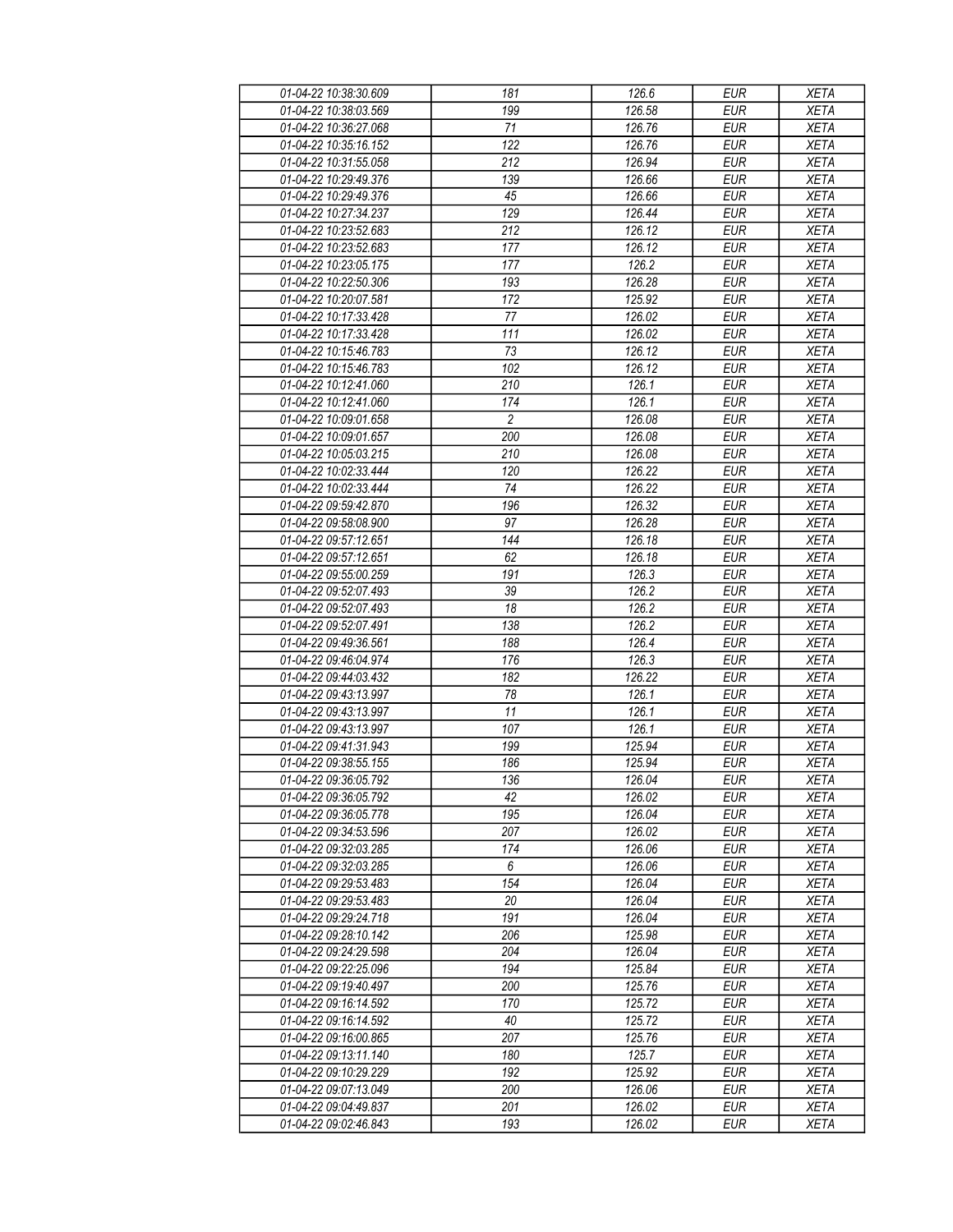| 01-04-22 10:38:30.609 | 181 | 126.6 | EUR | XETA |
|---|---|---|---|---|
| 01-04-22 10:38:03.569 | 199 | 126.58 | EUR | XETA |
| 01-04-22 10:36:27.068 | 71 | 126.76 | EUR | XETA |
| 01-04-22 10:35:16.152 | 122 | 126.76 | EUR | XETA |
| 01-04-22 10:31:55.058 | 212 | 126.94 | EUR | XETA |
| 01-04-22 10:29:49.376 | 139 | 126.66 | EUR | XETA |
| 01-04-22 10:29:49.376 | 45 | 126.66 | EUR | XETA |
| 01-04-22 10:27:34.237 | 129 | 126.44 | EUR | XETA |
| 01-04-22 10:23:52.683 | 212 | 126.12 | EUR | XETA |
| 01-04-22 10:23:52.683 | 177 | 126.12 | EUR | XETA |
| 01-04-22 10:23:05.175 | 177 | 126.2 | EUR | XETA |
| 01-04-22 10:22:50.306 | 193 | 126.28 | EUR | XETA |
| 01-04-22 10:20:07.581 | 172 | 125.92 | EUR | XETA |
| 01-04-22 10:17:33.428 | 77 | 126.02 | EUR | XETA |
| 01-04-22 10:17:33.428 | 111 | 126.02 | EUR | XETA |
| 01-04-22 10:15:46.783 | 73 | 126.12 | EUR | XETA |
| 01-04-22 10:15:46.783 | 102 | 126.12 | EUR | XETA |
| 01-04-22 10:12:41.060 | 210 | 126.1 | EUR | XETA |
| 01-04-22 10:12:41.060 | 174 | 126.1 | EUR | XETA |
| 01-04-22 10:09:01.658 | 2 | 126.08 | EUR | XETA |
| 01-04-22 10:09:01.657 | 200 | 126.08 | EUR | XETA |
| 01-04-22 10:05:03.215 | 210 | 126.08 | EUR | XETA |
| 01-04-22 10:02:33.444 | 120 | 126.22 | EUR | XETA |
| 01-04-22 10:02:33.444 | 74 | 126.22 | EUR | XETA |
| 01-04-22 09:59:42.870 | 196 | 126.32 | EUR | XETA |
| 01-04-22 09:58:08.900 | 97 | 126.28 | EUR | XETA |
| 01-04-22 09:57:12.651 | 144 | 126.18 | EUR | XETA |
| 01-04-22 09:57:12.651 | 62 | 126.18 | EUR | XETA |
| 01-04-22 09:55:00.259 | 191 | 126.3 | EUR | XETA |
| 01-04-22 09:52:07.493 | 39 | 126.2 | EUR | XETA |
| 01-04-22 09:52:07.493 | 18 | 126.2 | EUR | XETA |
| 01-04-22 09:52:07.491 | 138 | 126.2 | EUR | XETA |
| 01-04-22 09:49:36.561 | 188 | 126.4 | EUR | XETA |
| 01-04-22 09:46:04.974 | 176 | 126.3 | EUR | XETA |
| 01-04-22 09:44:03.432 | 182 | 126.22 | EUR | XETA |
| 01-04-22 09:43:13.997 | 78 | 126.1 | EUR | XETA |
| 01-04-22 09:43:13.997 | 11 | 126.1 | EUR | XETA |
| 01-04-22 09:43:13.997 | 107 | 126.1 | EUR | XETA |
| 01-04-22 09:41:31.943 | 199 | 125.94 | EUR | XETA |
| 01-04-22 09:38:55.155 | 186 | 125.94 | EUR | XETA |
| 01-04-22 09:36:05.792 | 136 | 126.04 | EUR | XETA |
| 01-04-22 09:36:05.792 | 42 | 126.02 | EUR | XETA |
| 01-04-22 09:36:05.778 | 195 | 126.04 | EUR | XETA |
| 01-04-22 09:34:53.596 | 207 | 126.02 | EUR | XETA |
| 01-04-22 09:32:03.285 | 174 | 126.06 | EUR | XETA |
| 01-04-22 09:32:03.285 | 6 | 126.06 | EUR | XETA |
| 01-04-22 09:29:53.483 | 154 | 126.04 | EUR | XETA |
| 01-04-22 09:29:53.483 | 20 | 126.04 | EUR | XETA |
| 01-04-22 09:29:24.718 | 191 | 126.04 | EUR | XETA |
| 01-04-22 09:28:10.142 | 206 | 125.98 | EUR | XETA |
| 01-04-22 09:24:29.598 | 204 | 126.04 | EUR | XETA |
| 01-04-22 09:22:25.096 | 194 | 125.84 | EUR | XETA |
| 01-04-22 09:19:40.497 | 200 | 125.76 | EUR | XETA |
| 01-04-22 09:16:14.592 | 170 | 125.72 | EUR | XETA |
| 01-04-22 09:16:14.592 | 40 | 125.72 | EUR | XETA |
| 01-04-22 09:16:00.865 | 207 | 125.76 | EUR | XETA |
| 01-04-22 09:13:11.140 | 180 | 125.7 | EUR | XETA |
| 01-04-22 09:10:29.229 | 192 | 125.92 | EUR | XETA |
| 01-04-22 09:07:13.049 | 200 | 126.06 | EUR | XETA |
| 01-04-22 09:04:49.837 | 201 | 126.02 | EUR | XETA |
| 01-04-22 09:02:46.843 | 193 | 126.02 | EUR | XETA |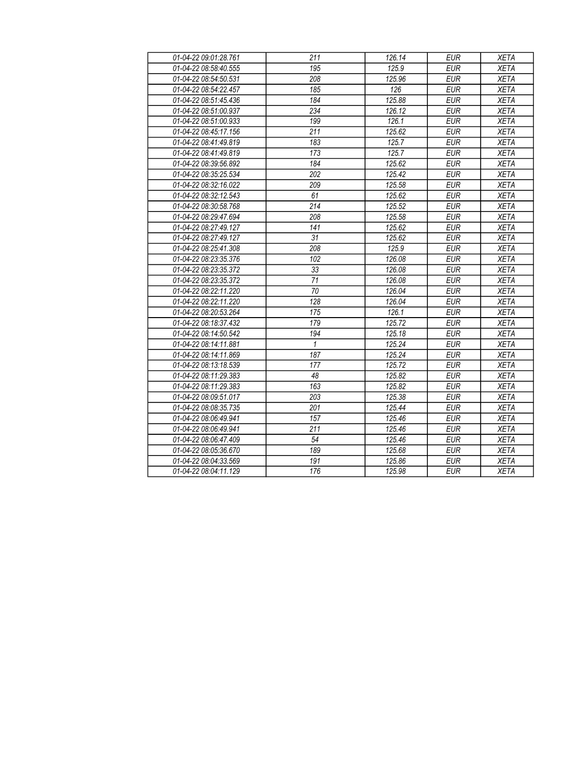| 01-04-22 09:01:28.761 | 211 | 126.14 | EUR | XETA |
|---|---|---|---|---|
| 01-04-22 08:58:40.555 | 195 | 125.9 | EUR | XETA |
| 01-04-22 08:54:50.531 | 208 | 125.96 | EUR | XETA |
| 01-04-22 08:54:22.457 | 185 | 126 | EUR | XETA |
| 01-04-22 08:51:45.436 | 184 | 125.88 | EUR | XETA |
| 01-04-22 08:51:00.937 | 234 | 126.12 | EUR | XETA |
| 01-04-22 08:51:00.933 | 199 | 126.1 | EUR | XETA |
| 01-04-22 08:45:17.156 | 211 | 125.62 | EUR | XETA |
| 01-04-22 08:41:49.819 | 183 | 125.7 | EUR | XETA |
| 01-04-22 08:41:49.819 | 173 | 125.7 | EUR | XETA |
| 01-04-22 08:39:56.892 | 184 | 125.62 | EUR | XETA |
| 01-04-22 08:35:25.534 | 202 | 125.42 | EUR | XETA |
| 01-04-22 08:32:16.022 | 209 | 125.58 | EUR | XETA |
| 01-04-22 08:32:12.543 | 61 | 125.62 | EUR | XETA |
| 01-04-22 08:30:58.768 | 214 | 125.52 | EUR | XETA |
| 01-04-22 08:29:47.694 | 208 | 125.58 | EUR | XETA |
| 01-04-22 08:27:49.127 | 141 | 125.62 | EUR | XETA |
| 01-04-22 08:27:49.127 | 31 | 125.62 | EUR | XETA |
| 01-04-22 08:25:41.308 | 208 | 125.9 | EUR | XETA |
| 01-04-22 08:23:35.376 | 102 | 126.08 | EUR | XETA |
| 01-04-22 08:23:35.372 | 33 | 126.08 | EUR | XETA |
| 01-04-22 08:23:35.372 | 71 | 126.08 | EUR | XETA |
| 01-04-22 08:22:11.220 | 70 | 126.04 | EUR | XETA |
| 01-04-22 08:22:11.220 | 128 | 126.04 | EUR | XETA |
| 01-04-22 08:20:53.264 | 175 | 126.1 | EUR | XETA |
| 01-04-22 08:18:37.432 | 179 | 125.72 | EUR | XETA |
| 01-04-22 08:14:50.542 | 194 | 125.18 | EUR | XETA |
| 01-04-22 08:14:11.881 | 1 | 125.24 | EUR | XETA |
| 01-04-22 08:14:11.869 | 187 | 125.24 | EUR | XETA |
| 01-04-22 08:13:18.539 | 177 | 125.72 | EUR | XETA |
| 01-04-22 08:11:29.383 | 48 | 125.82 | EUR | XETA |
| 01-04-22 08:11:29.383 | 163 | 125.82 | EUR | XETA |
| 01-04-22 08:09:51.017 | 203 | 125.38 | EUR | XETA |
| 01-04-22 08:08:35.735 | 201 | 125.44 | EUR | XETA |
| 01-04-22 08:06:49.941 | 157 | 125.46 | EUR | XETA |
| 01-04-22 08:06:49.941 | 211 | 125.46 | EUR | XETA |
| 01-04-22 08:06:47.409 | 54 | 125.46 | EUR | XETA |
| 01-04-22 08:05:36.670 | 189 | 125.68 | EUR | XETA |
| 01-04-22 08:04:33.569 | 191 | 125.86 | EUR | XETA |
| 01-04-22 08:04:11.129 | 176 | 125.98 | EUR | XETA |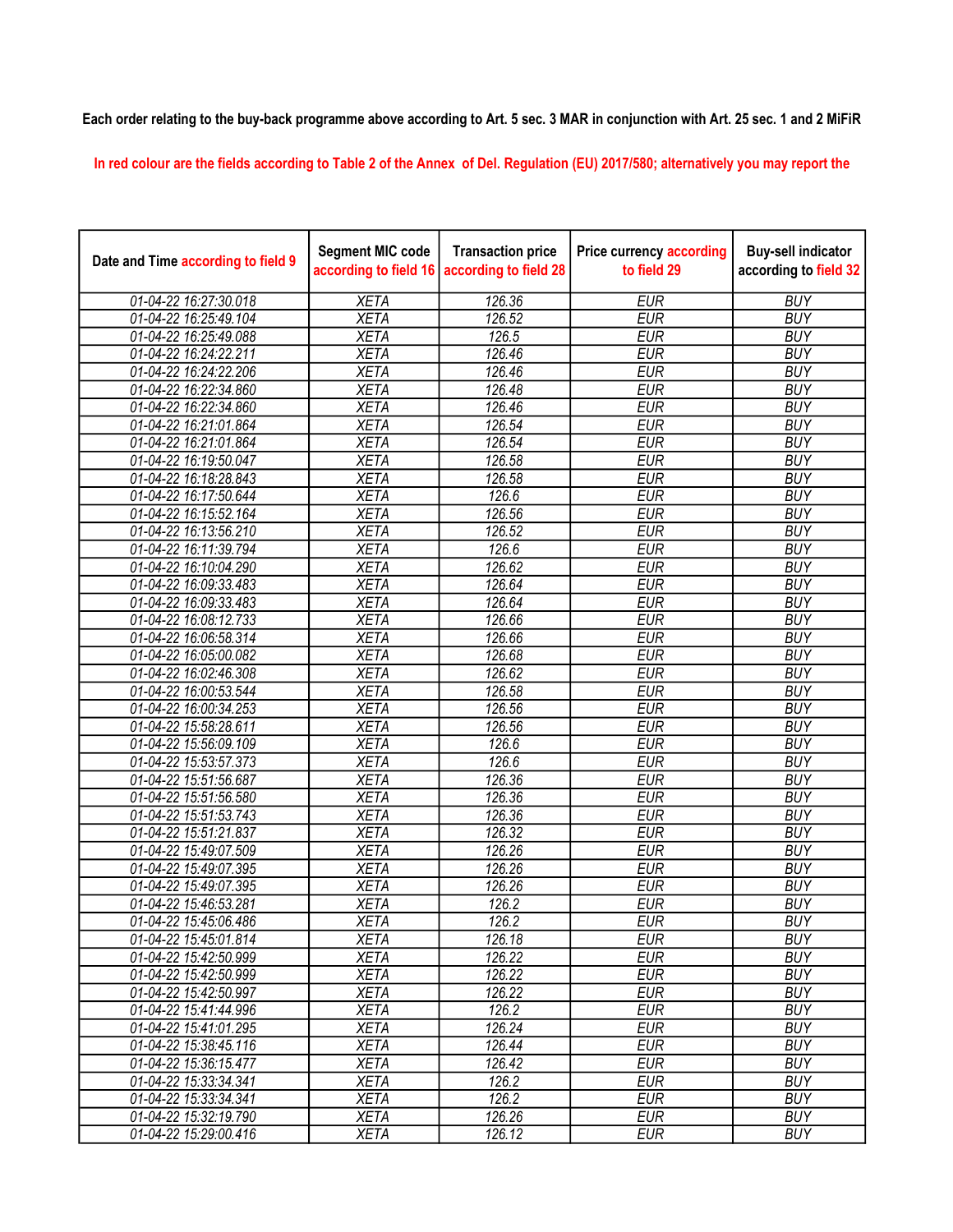**Each order relating to the buy-back programme above according to Art. 5 sec. 3 MAR in conjunction with Art. 25 sec. 1 and 2 MiFiR**

In red colour are the fields according to Table 2 of the Annex of Del. Regulation (EU) 2017/580; alternatively you may report the

| Date and Time according to field 9 | Segment MIC code according to field 16 | Transaction price according to field 28 | Price currency according to field 29 | Buy-sell indicator according to field 32 |
|---|---|---|---|---|
| 01-04-22 16:27:30.018 | XETA | 126.36 | EUR | BUY |
| 01-04-22 16:25:49.104 | XETA | 126.52 | EUR | BUY |
| 01-04-22 16:25:49.088 | XETA | 126.5 | EUR | BUY |
| 01-04-22 16:24:22.211 | XETA | 126.46 | EUR | BUY |
| 01-04-22 16:24:22.206 | XETA | 126.46 | EUR | BUY |
| 01-04-22 16:22:34.860 | XETA | 126.48 | EUR | BUY |
| 01-04-22 16:22:34.860 | XETA | 126.46 | EUR | BUY |
| 01-04-22 16:21:01.864 | XETA | 126.54 | EUR | BUY |
| 01-04-22 16:21:01.864 | XETA | 126.54 | EUR | BUY |
| 01-04-22 16:19:50.047 | XETA | 126.58 | EUR | BUY |
| 01-04-22 16:18:28.843 | XETA | 126.58 | EUR | BUY |
| 01-04-22 16:17:50.644 | XETA | 126.6 | EUR | BUY |
| 01-04-22 16:15:52.164 | XETA | 126.56 | EUR | BUY |
| 01-04-22 16:13:56.210 | XETA | 126.52 | EUR | BUY |
| 01-04-22 16:11:39.794 | XETA | 126.6 | EUR | BUY |
| 01-04-22 16:10:04.290 | XETA | 126.62 | EUR | BUY |
| 01-04-22 16:09:33.483 | XETA | 126.64 | EUR | BUY |
| 01-04-22 16:09:33.483 | XETA | 126.64 | EUR | BUY |
| 01-04-22 16:08:12.733 | XETA | 126.66 | EUR | BUY |
| 01-04-22 16:06:58.314 | XETA | 126.66 | EUR | BUY |
| 01-04-22 16:05:00.082 | XETA | 126.68 | EUR | BUY |
| 01-04-22 16:02:46.308 | XETA | 126.62 | EUR | BUY |
| 01-04-22 16:00:53.544 | XETA | 126.58 | EUR | BUY |
| 01-04-22 16:00:34.253 | XETA | 126.56 | EUR | BUY |
| 01-04-22 15:58:28.611 | XETA | 126.56 | EUR | BUY |
| 01-04-22 15:56:09.109 | XETA | 126.6 | EUR | BUY |
| 01-04-22 15:53:57.373 | XETA | 126.6 | EUR | BUY |
| 01-04-22 15:51:56.687 | XETA | 126.36 | EUR | BUY |
| 01-04-22 15:51:56.580 | XETA | 126.36 | EUR | BUY |
| 01-04-22 15:51:53.743 | XETA | 126.36 | EUR | BUY |
| 01-04-22 15:51:21.837 | XETA | 126.32 | EUR | BUY |
| 01-04-22 15:49:07.509 | XETA | 126.26 | EUR | BUY |
| 01-04-22 15:49:07.395 | XETA | 126.26 | EUR | BUY |
| 01-04-22 15:49:07.395 | XETA | 126.26 | EUR | BUY |
| 01-04-22 15:46:53.281 | XETA | 126.2 | EUR | BUY |
| 01-04-22 15:45:06.486 | XETA | 126.2 | EUR | BUY |
| 01-04-22 15:45:01.814 | XETA | 126.18 | EUR | BUY |
| 01-04-22 15:42:50.999 | XETA | 126.22 | EUR | BUY |
| 01-04-22 15:42:50.999 | XETA | 126.22 | EUR | BUY |
| 01-04-22 15:42:50.997 | XETA | 126.22 | EUR | BUY |
| 01-04-22 15:41:44.996 | XETA | 126.2 | EUR | BUY |
| 01-04-22 15:41:01.295 | XETA | 126.24 | EUR | BUY |
| 01-04-22 15:38:45.116 | XETA | 126.44 | EUR | BUY |
| 01-04-22 15:36:15.477 | XETA | 126.42 | EUR | BUY |
| 01-04-22 15:33:34.341 | XETA | 126.2 | EUR | BUY |
| 01-04-22 15:33:34.341 | XETA | 126.2 | EUR | BUY |
| 01-04-22 15:32:19.790 | XETA | 126.26 | EUR | BUY |
| 01-04-22 15:29:00.416 | XETA | 126.12 | EUR | BUY |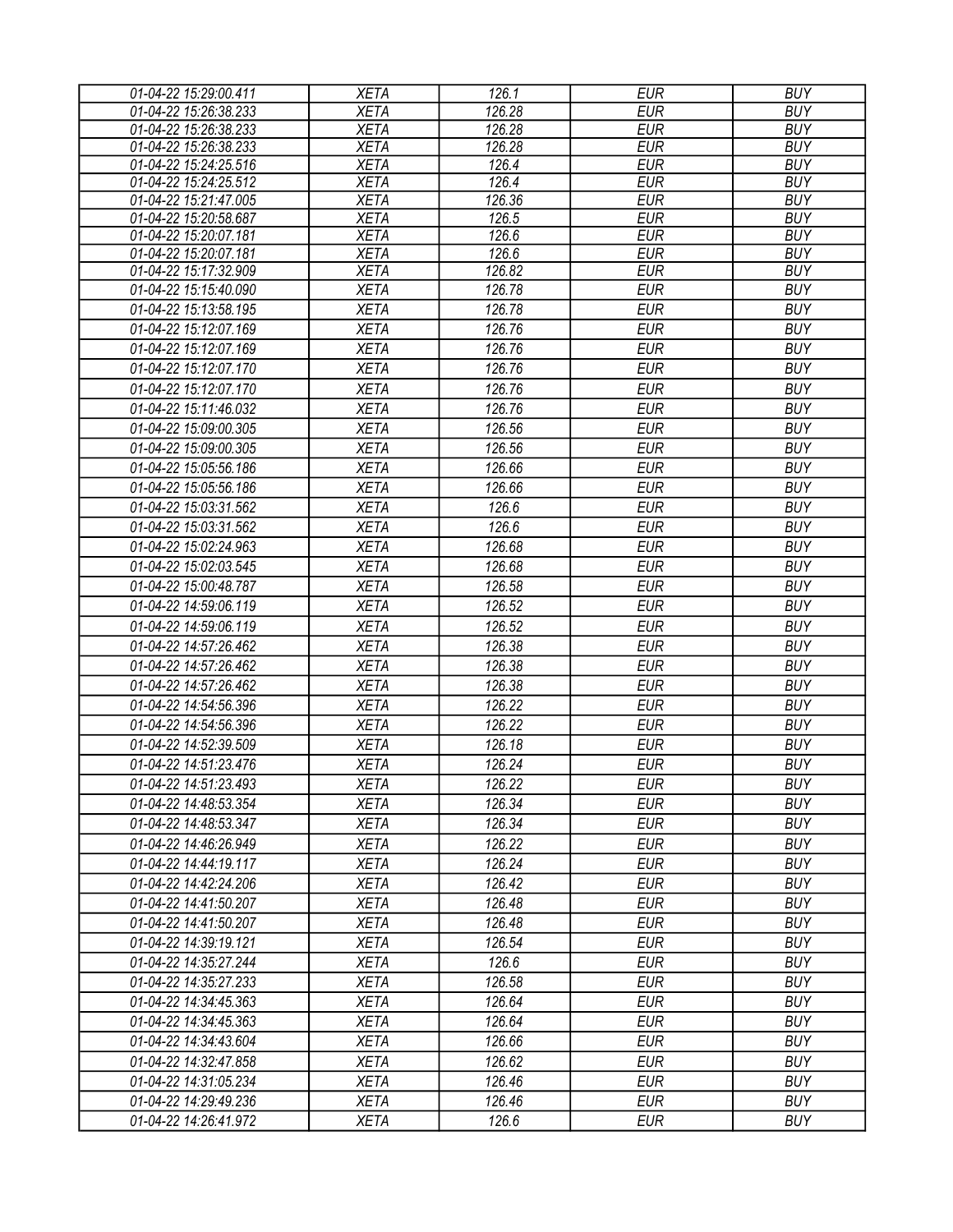| 01-04-22 15:29:00.411 | XETA | 126.1 | EUR | BUY |
|---|---|---|---|---|
| 01-04-22 15:26:38.233 | XETA | 126.28 | EUR | BUY |
| 01-04-22 15:26:38.233 | XETA | 126.28 | EUR | BUY |
| 01-04-22 15:26:38.233 | XETA | 126.28 | EUR | BUY |
| 01-04-22 15:24:25.516 | XETA | 126.4 | EUR | BUY |
| 01-04-22 15:24:25.512 | XETA | 126.4 | EUR | BUY |
| 01-04-22 15:21:47.005 | XETA | 126.36 | EUR | BUY |
| 01-04-22 15:20:58.687 | XETA | 126.5 | EUR | BUY |
| 01-04-22 15:20:07.181 | XETA | 126.6 | EUR | BUY |
| 01-04-22 15:20:07.181 | XETA | 126.6 | EUR | BUY |
| 01-04-22 15:17:32.909 | XETA | 126.82 | EUR | BUY |
| 01-04-22 15:15:40.090 | XETA | 126.78 | EUR | BUY |
| 01-04-22 15:13:58.195 | XETA | 126.78 | EUR | BUY |
| 01-04-22 15:12:07.169 | XETA | 126.76 | EUR | BUY |
| 01-04-22 15:12:07.169 | XETA | 126.76 | EUR | BUY |
| 01-04-22 15:12:07.170 | XETA | 126.76 | EUR | BUY |
| 01-04-22 15:12:07.170 | XETA | 126.76 | EUR | BUY |
| 01-04-22 15:11:46.032 | XETA | 126.76 | EUR | BUY |
| 01-04-22 15:09:00.305 | XETA | 126.56 | EUR | BUY |
| 01-04-22 15:09:00.305 | XETA | 126.56 | EUR | BUY |
| 01-04-22 15:05:56.186 | XETA | 126.66 | EUR | BUY |
| 01-04-22 15:05:56.186 | XETA | 126.66 | EUR | BUY |
| 01-04-22 15:03:31.562 | XETA | 126.6 | EUR | BUY |
| 01-04-22 15:03:31.562 | XETA | 126.6 | EUR | BUY |
| 01-04-22 15:02:24.963 | XETA | 126.68 | EUR | BUY |
| 01-04-22 15:02:03.545 | XETA | 126.68 | EUR | BUY |
| 01-04-22 15:00:48.787 | XETA | 126.58 | EUR | BUY |
| 01-04-22 14:59:06.119 | XETA | 126.52 | EUR | BUY |
| 01-04-22 14:59:06.119 | XETA | 126.52 | EUR | BUY |
| 01-04-22 14:57:26.462 | XETA | 126.38 | EUR | BUY |
| 01-04-22 14:57:26.462 | XETA | 126.38 | EUR | BUY |
| 01-04-22 14:57:26.462 | XETA | 126.38 | EUR | BUY |
| 01-04-22 14:54:56.396 | XETA | 126.22 | EUR | BUY |
| 01-04-22 14:54:56.396 | XETA | 126.22 | EUR | BUY |
| 01-04-22 14:52:39.509 | XETA | 126.18 | EUR | BUY |
| 01-04-22 14:51:23.476 | XETA | 126.24 | EUR | BUY |
| 01-04-22 14:51:23.493 | XETA | 126.22 | EUR | BUY |
| 01-04-22 14:48:53.354 | XETA | 126.34 | EUR | BUY |
| 01-04-22 14:48:53.347 | XETA | 126.34 | EUR | BUY |
| 01-04-22 14:46:26.949 | XETA | 126.22 | EUR | BUY |
| 01-04-22 14:44:19.117 | XETA | 126.24 | EUR | BUY |
| 01-04-22 14:42:24.206 | XETA | 126.42 | EUR | BUY |
| 01-04-22 14:41:50.207 | XETA | 126.48 | EUR | BUY |
| 01-04-22 14:41:50.207 | XETA | 126.48 | EUR | BUY |
| 01-04-22 14:39:19.121 | XETA | 126.54 | EUR | BUY |
| 01-04-22 14:35:27.244 | XETA | 126.6 | EUR | BUY |
| 01-04-22 14:35:27.233 | XETA | 126.58 | EUR | BUY |
| 01-04-22 14:34:45.363 | XETA | 126.64 | EUR | BUY |
| 01-04-22 14:34:45.363 | XETA | 126.64 | EUR | BUY |
| 01-04-22 14:34:43.604 | XETA | 126.66 | EUR | BUY |
| 01-04-22 14:32:47.858 | XETA | 126.62 | EUR | BUY |
| 01-04-22 14:31:05.234 | XETA | 126.46 | EUR | BUY |
| 01-04-22 14:29:49.236 | XETA | 126.46 | EUR | BUY |
| 01-04-22 14:26:41.972 | XETA | 126.6 | EUR | BUY |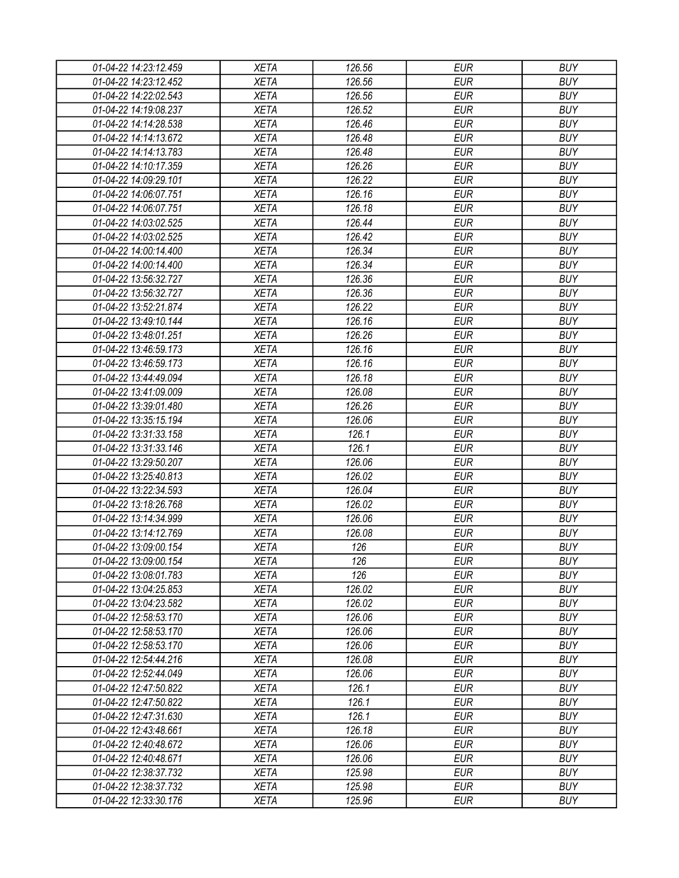| 01-04-22 14:23:12.459 | XETA | 126.56 | EUR | BUY |
|---|---|---|---|---|
| 01-04-22 14:23:12.452 | XETA | 126.56 | EUR | BUY |
| 01-04-22 14:22:02.543 | XETA | 126.56 | EUR | BUY |
| 01-04-22 14:19:08.237 | XETA | 126.52 | EUR | BUY |
| 01-04-22 14:14:28.538 | XETA | 126.46 | EUR | BUY |
| 01-04-22 14:14:13.672 | XETA | 126.48 | EUR | BUY |
| 01-04-22 14:14:13.783 | XETA | 126.48 | EUR | BUY |
| 01-04-22 14:10:17.359 | XETA | 126.26 | EUR | BUY |
| 01-04-22 14:09:29.101 | XETA | 126.22 | EUR | BUY |
| 01-04-22 14:06:07.751 | XETA | 126.16 | EUR | BUY |
| 01-04-22 14:06:07.751 | XETA | 126.18 | EUR | BUY |
| 01-04-22 14:03:02.525 | XETA | 126.44 | EUR | BUY |
| 01-04-22 14:03:02.525 | XETA | 126.42 | EUR | BUY |
| 01-04-22 14:00:14.400 | XETA | 126.34 | EUR | BUY |
| 01-04-22 14:00:14.400 | XETA | 126.34 | EUR | BUY |
| 01-04-22 13:56:32.727 | XETA | 126.36 | EUR | BUY |
| 01-04-22 13:56:32.727 | XETA | 126.36 | EUR | BUY |
| 01-04-22 13:52:21.874 | XETA | 126.22 | EUR | BUY |
| 01-04-22 13:49:10.144 | XETA | 126.16 | EUR | BUY |
| 01-04-22 13:48:01.251 | XETA | 126.26 | EUR | BUY |
| 01-04-22 13:46:59.173 | XETA | 126.16 | EUR | BUY |
| 01-04-22 13:46:59.173 | XETA | 126.16 | EUR | BUY |
| 01-04-22 13:44:49.094 | XETA | 126.18 | EUR | BUY |
| 01-04-22 13:41:09.009 | XETA | 126.08 | EUR | BUY |
| 01-04-22 13:39:01.480 | XETA | 126.26 | EUR | BUY |
| 01-04-22 13:35:15.194 | XETA | 126.06 | EUR | BUY |
| 01-04-22 13:31:33.158 | XETA | 126.1 | EUR | BUY |
| 01-04-22 13:31:33.146 | XETA | 126.1 | EUR | BUY |
| 01-04-22 13:29:50.207 | XETA | 126.06 | EUR | BUY |
| 01-04-22 13:25:40.813 | XETA | 126.02 | EUR | BUY |
| 01-04-22 13:22:34.593 | XETA | 126.04 | EUR | BUY |
| 01-04-22 13:18:26.768 | XETA | 126.02 | EUR | BUY |
| 01-04-22 13:14:34.999 | XETA | 126.06 | EUR | BUY |
| 01-04-22 13:14:12.769 | XETA | 126.08 | EUR | BUY |
| 01-04-22 13:09:00.154 | XETA | 126 | EUR | BUY |
| 01-04-22 13:09:00.154 | XETA | 126 | EUR | BUY |
| 01-04-22 13:08:01.783 | XETA | 126 | EUR | BUY |
| 01-04-22 13:04:25.853 | XETA | 126.02 | EUR | BUY |
| 01-04-22 13:04:23.582 | XETA | 126.02 | EUR | BUY |
| 01-04-22 12:58:53.170 | XETA | 126.06 | EUR | BUY |
| 01-04-22 12:58:53.170 | XETA | 126.06 | EUR | BUY |
| 01-04-22 12:58:53.170 | XETA | 126.06 | EUR | BUY |
| 01-04-22 12:54:44.216 | XETA | 126.08 | EUR | BUY |
| 01-04-22 12:52:44.049 | XETA | 126.06 | EUR | BUY |
| 01-04-22 12:47:50.822 | XETA | 126.1 | EUR | BUY |
| 01-04-22 12:47:50.822 | XETA | 126.1 | EUR | BUY |
| 01-04-22 12:47:31.630 | XETA | 126.1 | EUR | BUY |
| 01-04-22 12:43:48.661 | XETA | 126.18 | EUR | BUY |
| 01-04-22 12:40:48.672 | XETA | 126.06 | EUR | BUY |
| 01-04-22 12:40:48.671 | XETA | 126.06 | EUR | BUY |
| 01-04-22 12:38:37.732 | XETA | 125.98 | EUR | BUY |
| 01-04-22 12:38:37.732 | XETA | 125.98 | EUR | BUY |
| 01-04-22 12:33:30.176 | XETA | 125.96 | EUR | BUY |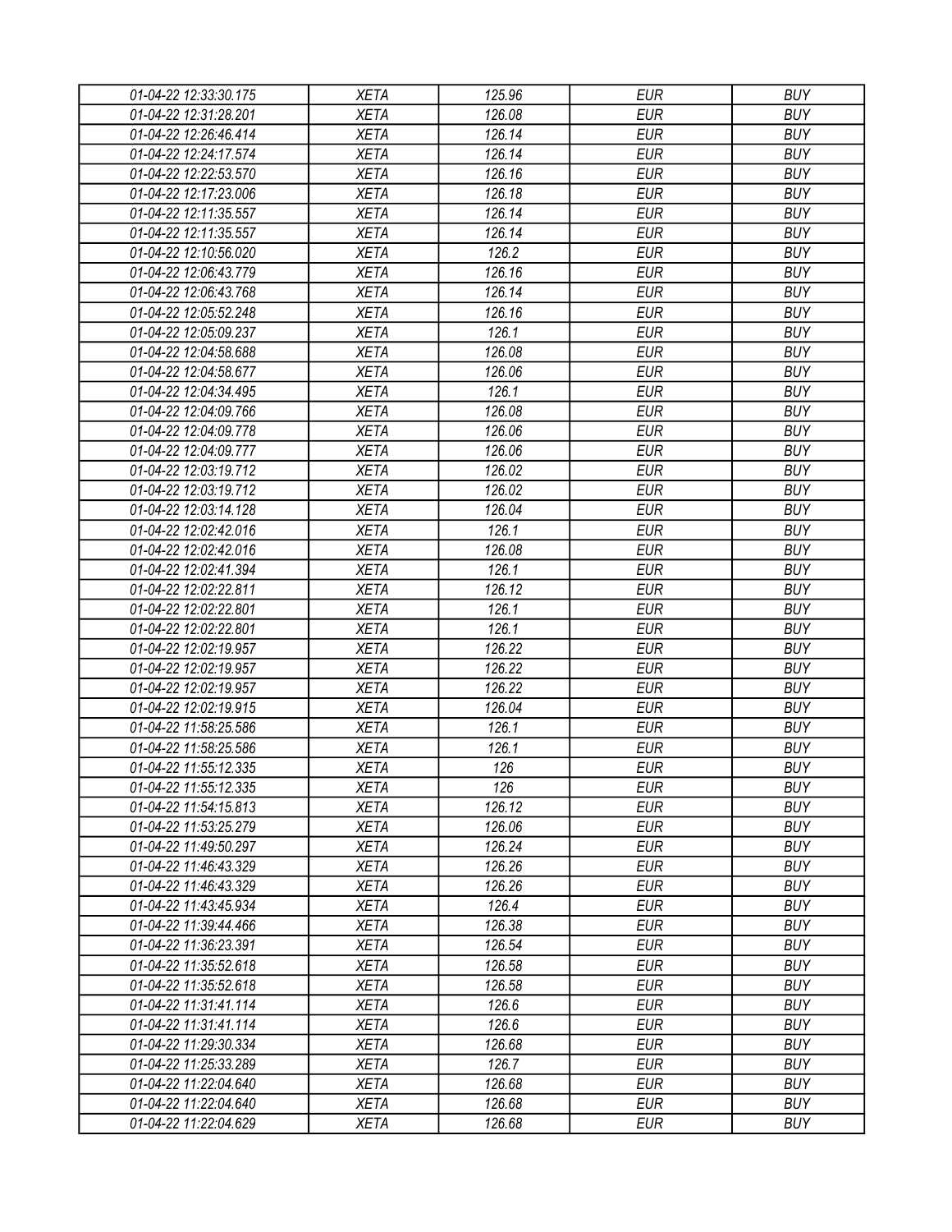| 01-04-22 12:33:30.175 | XETA | 125.96 | EUR | BUY |
|---|---|---|---|---|
| 01-04-22 12:31:28.201 | XETA | 126.08 | EUR | BUY |
| 01-04-22 12:26:46.414 | XETA | 126.14 | EUR | BUY |
| 01-04-22 12:24:17.574 | XETA | 126.14 | EUR | BUY |
| 01-04-22 12:22:53.570 | XETA | 126.16 | EUR | BUY |
| 01-04-22 12:17:23.006 | XETA | 126.18 | EUR | BUY |
| 01-04-22 12:11:35.557 | XETA | 126.14 | EUR | BUY |
| 01-04-22 12:11:35.557 | XETA | 126.14 | EUR | BUY |
| 01-04-22 12:10:56.020 | XETA | 126.2 | EUR | BUY |
| 01-04-22 12:06:43.779 | XETA | 126.16 | EUR | BUY |
| 01-04-22 12:06:43.768 | XETA | 126.14 | EUR | BUY |
| 01-04-22 12:05:52.248 | XETA | 126.16 | EUR | BUY |
| 01-04-22 12:05:09.237 | XETA | 126.1 | EUR | BUY |
| 01-04-22 12:04:58.688 | XETA | 126.08 | EUR | BUY |
| 01-04-22 12:04:58.677 | XETA | 126.06 | EUR | BUY |
| 01-04-22 12:04:34.495 | XETA | 126.1 | EUR | BUY |
| 01-04-22 12:04:09.766 | XETA | 126.08 | EUR | BUY |
| 01-04-22 12:04:09.778 | XETA | 126.06 | EUR | BUY |
| 01-04-22 12:04:09.777 | XETA | 126.06 | EUR | BUY |
| 01-04-22 12:03:19.712 | XETA | 126.02 | EUR | BUY |
| 01-04-22 12:03:19.712 | XETA | 126.02 | EUR | BUY |
| 01-04-22 12:03:14.128 | XETA | 126.04 | EUR | BUY |
| 01-04-22 12:02:42.016 | XETA | 126.1 | EUR | BUY |
| 01-04-22 12:02:42.016 | XETA | 126.08 | EUR | BUY |
| 01-04-22 12:02:41.394 | XETA | 126.1 | EUR | BUY |
| 01-04-22 12:02:22.811 | XETA | 126.12 | EUR | BUY |
| 01-04-22 12:02:22.801 | XETA | 126.1 | EUR | BUY |
| 01-04-22 12:02:22.801 | XETA | 126.1 | EUR | BUY |
| 01-04-22 12:02:19.957 | XETA | 126.22 | EUR | BUY |
| 01-04-22 12:02:19.957 | XETA | 126.22 | EUR | BUY |
| 01-04-22 12:02:19.957 | XETA | 126.22 | EUR | BUY |
| 01-04-22 12:02:19.915 | XETA | 126.04 | EUR | BUY |
| 01-04-22 11:58:25.586 | XETA | 126.1 | EUR | BUY |
| 01-04-22 11:58:25.586 | XETA | 126.1 | EUR | BUY |
| 01-04-22 11:55:12.335 | XETA | 126 | EUR | BUY |
| 01-04-22 11:55:12.335 | XETA | 126 | EUR | BUY |
| 01-04-22 11:54:15.813 | XETA | 126.12 | EUR | BUY |
| 01-04-22 11:53:25.279 | XETA | 126.06 | EUR | BUY |
| 01-04-22 11:49:50.297 | XETA | 126.24 | EUR | BUY |
| 01-04-22 11:46:43.329 | XETA | 126.26 | EUR | BUY |
| 01-04-22 11:46:43.329 | XETA | 126.26 | EUR | BUY |
| 01-04-22 11:43:45.934 | XETA | 126.4 | EUR | BUY |
| 01-04-22 11:39:44.466 | XETA | 126.38 | EUR | BUY |
| 01-04-22 11:36:23.391 | XETA | 126.54 | EUR | BUY |
| 01-04-22 11:35:52.618 | XETA | 126.58 | EUR | BUY |
| 01-04-22 11:35:52.618 | XETA | 126.58 | EUR | BUY |
| 01-04-22 11:31:41.114 | XETA | 126.6 | EUR | BUY |
| 01-04-22 11:31:41.114 | XETA | 126.6 | EUR | BUY |
| 01-04-22 11:29:30.334 | XETA | 126.68 | EUR | BUY |
| 01-04-22 11:25:33.289 | XETA | 126.7 | EUR | BUY |
| 01-04-22 11:22:04.640 | XETA | 126.68 | EUR | BUY |
| 01-04-22 11:22:04.640 | XETA | 126.68 | EUR | BUY |
| 01-04-22 11:22:04.629 | XETA | 126.68 | EUR | BUY |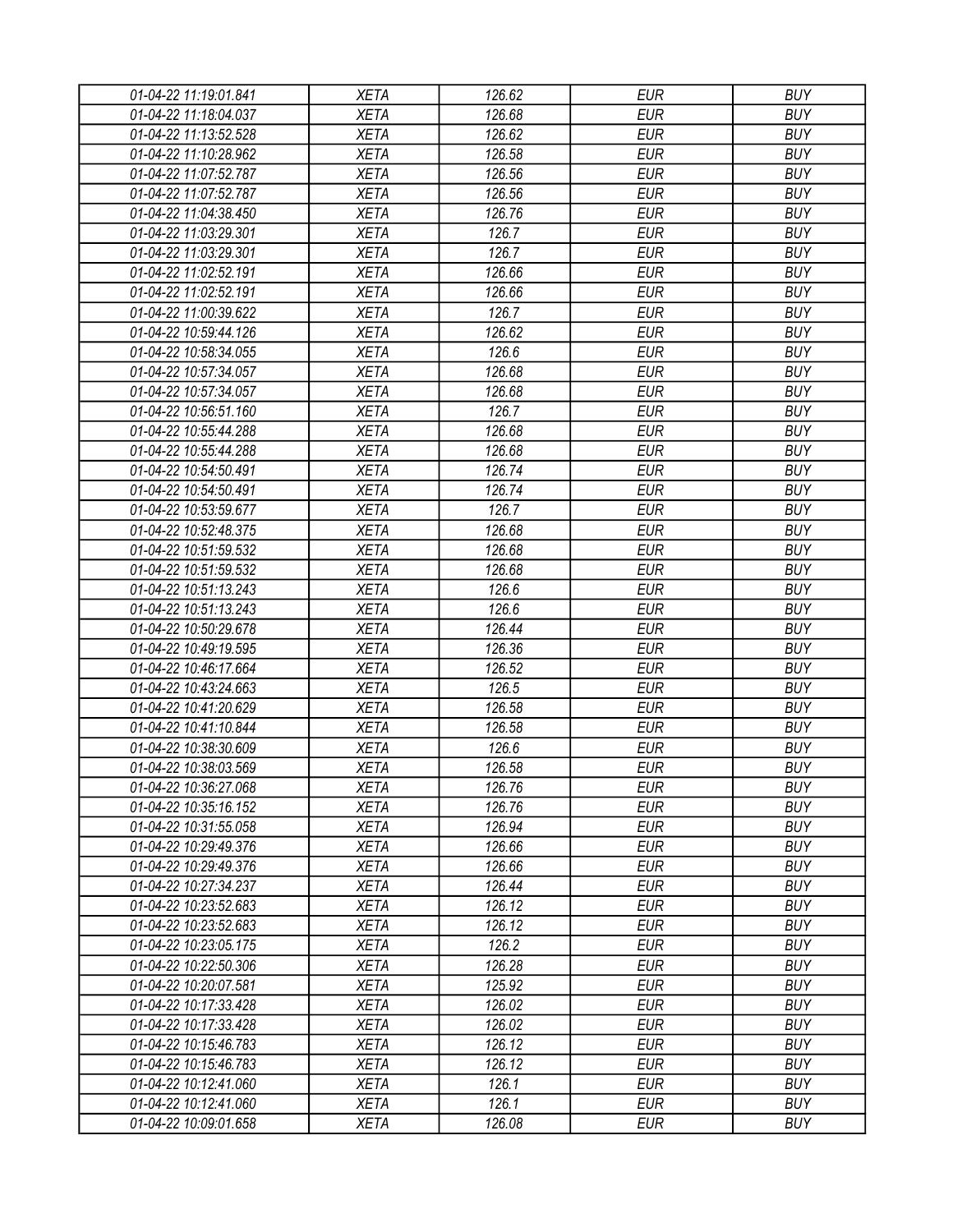| 01-04-22 11:19:01.841 | XETA | 126.62 | EUR | BUY |
|---|---|---|---|---|
| 01-04-22 11:18:04.037 | XETA | 126.68 | EUR | BUY |
| 01-04-22 11:13:52.528 | XETA | 126.62 | EUR | BUY |
| 01-04-22 11:10:28.962 | XETA | 126.58 | EUR | BUY |
| 01-04-22 11:07:52.787 | XETA | 126.56 | EUR | BUY |
| 01-04-22 11:07:52.787 | XETA | 126.56 | EUR | BUY |
| 01-04-22 11:04:38.450 | XETA | 126.76 | EUR | BUY |
| 01-04-22 11:03:29.301 | XETA | 126.7 | EUR | BUY |
| 01-04-22 11:03:29.301 | XETA | 126.7 | EUR | BUY |
| 01-04-22 11:02:52.191 | XETA | 126.66 | EUR | BUY |
| 01-04-22 11:02:52.191 | XETA | 126.66 | EUR | BUY |
| 01-04-22 11:00:39.622 | XETA | 126.7 | EUR | BUY |
| 01-04-22 10:59:44.126 | XETA | 126.62 | EUR | BUY |
| 01-04-22 10:58:34.055 | XETA | 126.6 | EUR | BUY |
| 01-04-22 10:57:34.057 | XETA | 126.68 | EUR | BUY |
| 01-04-22 10:57:34.057 | XETA | 126.68 | EUR | BUY |
| 01-04-22 10:56:51.160 | XETA | 126.7 | EUR | BUY |
| 01-04-22 10:55:44.288 | XETA | 126.68 | EUR | BUY |
| 01-04-22 10:55:44.288 | XETA | 126.68 | EUR | BUY |
| 01-04-22 10:54:50.491 | XETA | 126.74 | EUR | BUY |
| 01-04-22 10:54:50.491 | XETA | 126.74 | EUR | BUY |
| 01-04-22 10:53:59.677 | XETA | 126.7 | EUR | BUY |
| 01-04-22 10:52:48.375 | XETA | 126.68 | EUR | BUY |
| 01-04-22 10:51:59.532 | XETA | 126.68 | EUR | BUY |
| 01-04-22 10:51:59.532 | XETA | 126.68 | EUR | BUY |
| 01-04-22 10:51:13.243 | XETA | 126.6 | EUR | BUY |
| 01-04-22 10:51:13.243 | XETA | 126.6 | EUR | BUY |
| 01-04-22 10:50:29.678 | XETA | 126.44 | EUR | BUY |
| 01-04-22 10:49:19.595 | XETA | 126.36 | EUR | BUY |
| 01-04-22 10:46:17.664 | XETA | 126.52 | EUR | BUY |
| 01-04-22 10:43:24.663 | XETA | 126.5 | EUR | BUY |
| 01-04-22 10:41:20.629 | XETA | 126.58 | EUR | BUY |
| 01-04-22 10:41:10.844 | XETA | 126.58 | EUR | BUY |
| 01-04-22 10:38:30.609 | XETA | 126.6 | EUR | BUY |
| 01-04-22 10:38:03.569 | XETA | 126.58 | EUR | BUY |
| 01-04-22 10:36:27.068 | XETA | 126.76 | EUR | BUY |
| 01-04-22 10:35:16.152 | XETA | 126.76 | EUR | BUY |
| 01-04-22 10:31:55.058 | XETA | 126.94 | EUR | BUY |
| 01-04-22 10:29:49.376 | XETA | 126.66 | EUR | BUY |
| 01-04-22 10:29:49.376 | XETA | 126.66 | EUR | BUY |
| 01-04-22 10:27:34.237 | XETA | 126.44 | EUR | BUY |
| 01-04-22 10:23:52.683 | XETA | 126.12 | EUR | BUY |
| 01-04-22 10:23:52.683 | XETA | 126.12 | EUR | BUY |
| 01-04-22 10:23:05.175 | XETA | 126.2 | EUR | BUY |
| 01-04-22 10:22:50.306 | XETA | 126.28 | EUR | BUY |
| 01-04-22 10:20:07.581 | XETA | 125.92 | EUR | BUY |
| 01-04-22 10:17:33.428 | XETA | 126.02 | EUR | BUY |
| 01-04-22 10:17:33.428 | XETA | 126.02 | EUR | BUY |
| 01-04-22 10:15:46.783 | XETA | 126.12 | EUR | BUY |
| 01-04-22 10:15:46.783 | XETA | 126.12 | EUR | BUY |
| 01-04-22 10:12:41.060 | XETA | 126.1 | EUR | BUY |
| 01-04-22 10:12:41.060 | XETA | 126.1 | EUR | BUY |
| 01-04-22 10:09:01.658 | XETA | 126.08 | EUR | BUY |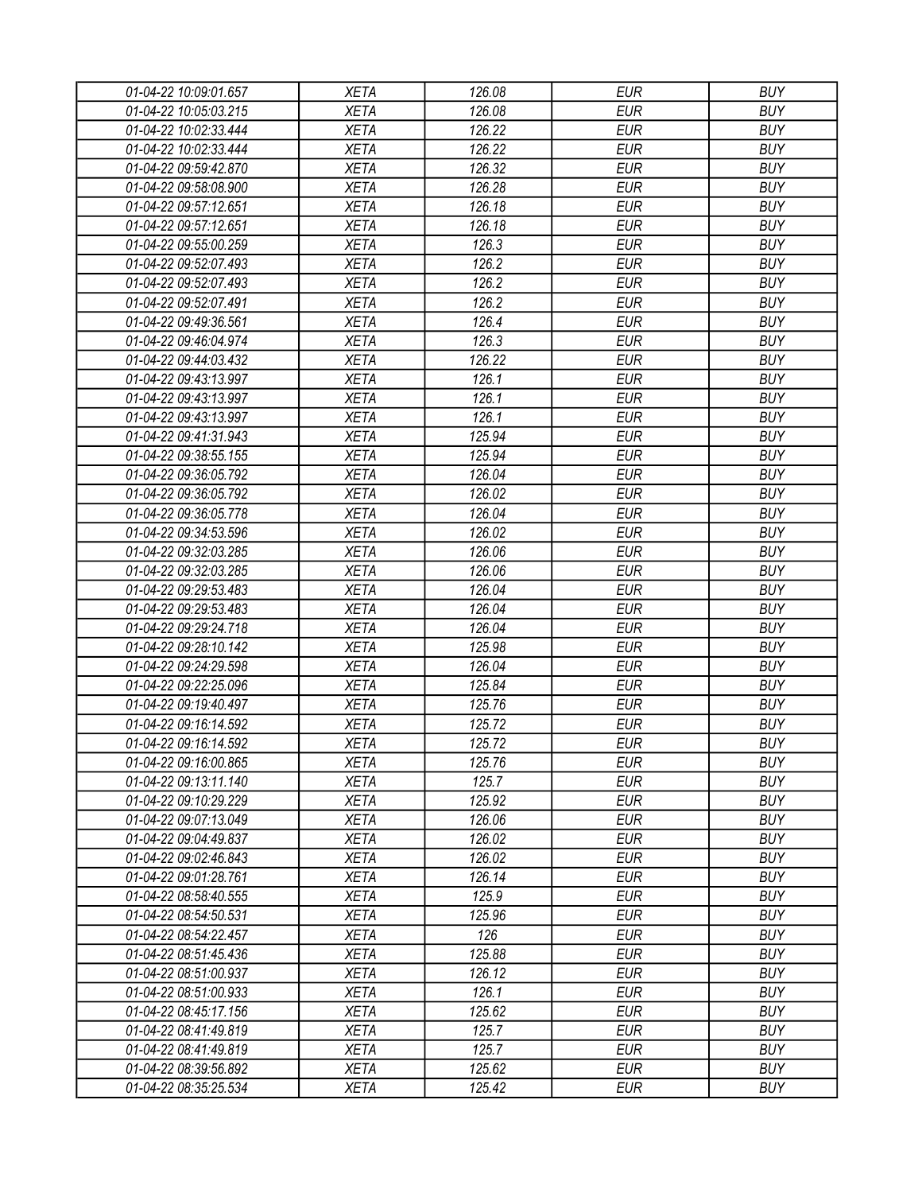| | | | | |
|---|---|---|---|---|
| 01-04-22 10:09:01.657 | XETA | 126.08 | EUR | BUY |
| 01-04-22 10:05:03.215 | XETA | 126.08 | EUR | BUY |
| 01-04-22 10:02:33.444 | XETA | 126.22 | EUR | BUY |
| 01-04-22 10:02:33.444 | XETA | 126.22 | EUR | BUY |
| 01-04-22 09:59:42.870 | XETA | 126.32 | EUR | BUY |
| 01-04-22 09:58:08.900 | XETA | 126.28 | EUR | BUY |
| 01-04-22 09:57:12.651 | XETA | 126.18 | EUR | BUY |
| 01-04-22 09:57:12.651 | XETA | 126.18 | EUR | BUY |
| 01-04-22 09:55:00.259 | XETA | 126.3 | EUR | BUY |
| 01-04-22 09:52:07.493 | XETA | 126.2 | EUR | BUY |
| 01-04-22 09:52:07.493 | XETA | 126.2 | EUR | BUY |
| 01-04-22 09:52:07.491 | XETA | 126.2 | EUR | BUY |
| 01-04-22 09:49:36.561 | XETA | 126.4 | EUR | BUY |
| 01-04-22 09:46:04.974 | XETA | 126.3 | EUR | BUY |
| 01-04-22 09:44:03.432 | XETA | 126.22 | EUR | BUY |
| 01-04-22 09:43:13.997 | XETA | 126.1 | EUR | BUY |
| 01-04-22 09:43:13.997 | XETA | 126.1 | EUR | BUY |
| 01-04-22 09:43:13.997 | XETA | 126.1 | EUR | BUY |
| 01-04-22 09:41:31.943 | XETA | 125.94 | EUR | BUY |
| 01-04-22 09:38:55.155 | XETA | 125.94 | EUR | BUY |
| 01-04-22 09:36:05.792 | XETA | 126.04 | EUR | BUY |
| 01-04-22 09:36:05.792 | XETA | 126.02 | EUR | BUY |
| 01-04-22 09:36:05.778 | XETA | 126.04 | EUR | BUY |
| 01-04-22 09:34:53.596 | XETA | 126.02 | EUR | BUY |
| 01-04-22 09:32:03.285 | XETA | 126.06 | EUR | BUY |
| 01-04-22 09:32:03.285 | XETA | 126.06 | EUR | BUY |
| 01-04-22 09:29:53.483 | XETA | 126.04 | EUR | BUY |
| 01-04-22 09:29:53.483 | XETA | 126.04 | EUR | BUY |
| 01-04-22 09:29:24.718 | XETA | 126.04 | EUR | BUY |
| 01-04-22 09:28:10.142 | XETA | 125.98 | EUR | BUY |
| 01-04-22 09:24:29.598 | XETA | 126.04 | EUR | BUY |
| 01-04-22 09:22:25.096 | XETA | 125.84 | EUR | BUY |
| 01-04-22 09:19:40.497 | XETA | 125.76 | EUR | BUY |
| 01-04-22 09:16:14.592 | XETA | 125.72 | EUR | BUY |
| 01-04-22 09:16:14.592 | XETA | 125.72 | EUR | BUY |
| 01-04-22 09:16:00.865 | XETA | 125.76 | EUR | BUY |
| 01-04-22 09:13:11.140 | XETA | 125.7 | EUR | BUY |
| 01-04-22 09:10:29.229 | XETA | 125.92 | EUR | BUY |
| 01-04-22 09:07:13.049 | XETA | 126.06 | EUR | BUY |
| 01-04-22 09:04:49.837 | XETA | 126.02 | EUR | BUY |
| 01-04-22 09:02:46.843 | XETA | 126.02 | EUR | BUY |
| 01-04-22 09:01:28.761 | XETA | 126.14 | EUR | BUY |
| 01-04-22 08:58:40.555 | XETA | 125.9 | EUR | BUY |
| 01-04-22 08:54:50.531 | XETA | 125.96 | EUR | BUY |
| 01-04-22 08:54:22.457 | XETA | 126 | EUR | BUY |
| 01-04-22 08:51:45.436 | XETA | 125.88 | EUR | BUY |
| 01-04-22 08:51:00.937 | XETA | 126.12 | EUR | BUY |
| 01-04-22 08:51:00.933 | XETA | 126.1 | EUR | BUY |
| 01-04-22 08:45:17.156 | XETA | 125.62 | EUR | BUY |
| 01-04-22 08:41:49.819 | XETA | 125.7 | EUR | BUY |
| 01-04-22 08:41:49.819 | XETA | 125.7 | EUR | BUY |
| 01-04-22 08:39:56.892 | XETA | 125.62 | EUR | BUY |
| 01-04-22 08:35:25.534 | XETA | 125.42 | EUR | BUY |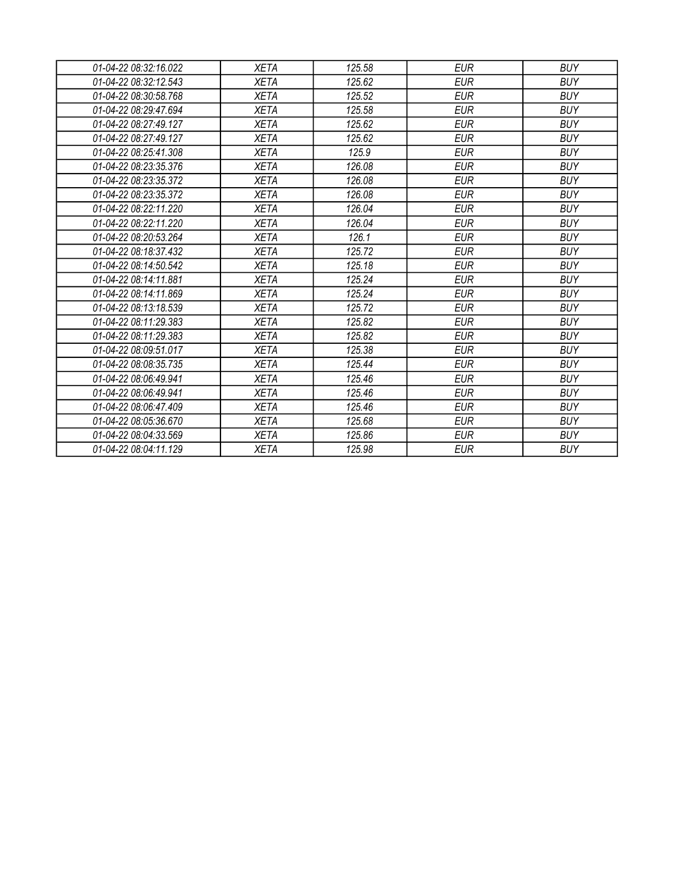| | | | | |
|---|---|---|---|---|
| *01-04-22 08:32:16.022* | *XETA* | *125.58* | *EUR* | *BUY* |
| *01-04-22 08:32:12.543* | *XETA* | *125.62* | *EUR* | *BUY* |
| *01-04-22 08:30:58.768* | *XETA* | *125.52* | *EUR* | *BUY* |
| *01-04-22 08:29:47.694* | *XETA* | *125.58* | *EUR* | *BUY* |
| *01-04-22 08:27:49.127* | *XETA* | *125.62* | *EUR* | *BUY* |
| *01-04-22 08:27:49.127* | *XETA* | *125.62* | *EUR* | *BUY* |
| *01-04-22 08:25:41.308* | *XETA* | *125.9* | *EUR* | *BUY* |
| *01-04-22 08:23:35.376* | *XETA* | *126.08* | *EUR* | *BUY* |
| *01-04-22 08:23:35.372* | *XETA* | *126.08* | *EUR* | *BUY* |
| *01-04-22 08:23:35.372* | *XETA* | *126.08* | *EUR* | *BUY* |
| *01-04-22 08:22:11.220* | *XETA* | *126.04* | *EUR* | *BUY* |
| *01-04-22 08:22:11.220* | *XETA* | *126.04* | *EUR* | *BUY* |
| *01-04-22 08:20:53.264* | *XETA* | *126.1* | *EUR* | *BUY* |
| *01-04-22 08:18:37.432* | *XETA* | *125.72* | *EUR* | *BUY* |
| *01-04-22 08:14:50.542* | *XETA* | *125.18* | *EUR* | *BUY* |
| *01-04-22 08:14:11.881* | *XETA* | *125.24* | *EUR* | *BUY* |
| *01-04-22 08:14:11.869* | *XETA* | *125.24* | *EUR* | *BUY* |
| *01-04-22 08:13:18.539* | *XETA* | *125.72* | *EUR* | *BUY* |
| *01-04-22 08:11:29.383* | *XETA* | *125.82* | *EUR* | *BUY* |
| *01-04-22 08:11:29.383* | *XETA* | *125.82* | *EUR* | *BUY* |
| *01-04-22 08:09:51.017* | *XETA* | *125.38* | *EUR* | *BUY* |
| *01-04-22 08:08:35.735* | *XETA* | *125.44* | *EUR* | *BUY* |
| *01-04-22 08:06:49.941* | *XETA* | *125.46* | *EUR* | *BUY* |
| *01-04-22 08:06:49.941* | *XETA* | *125.46* | *EUR* | *BUY* |
| *01-04-22 08:06:47.409* | *XETA* | *125.46* | *EUR* | *BUY* |
| *01-04-22 08:05:36.670* | *XETA* | *125.68* | *EUR* | *BUY* |
| *01-04-22 08:04:33.569* | *XETA* | *125.86* | *EUR* | *BUY* |
| *01-04-22 08:04:11.129* | *XETA* | *125.98* | *EUR* | *BUY* |